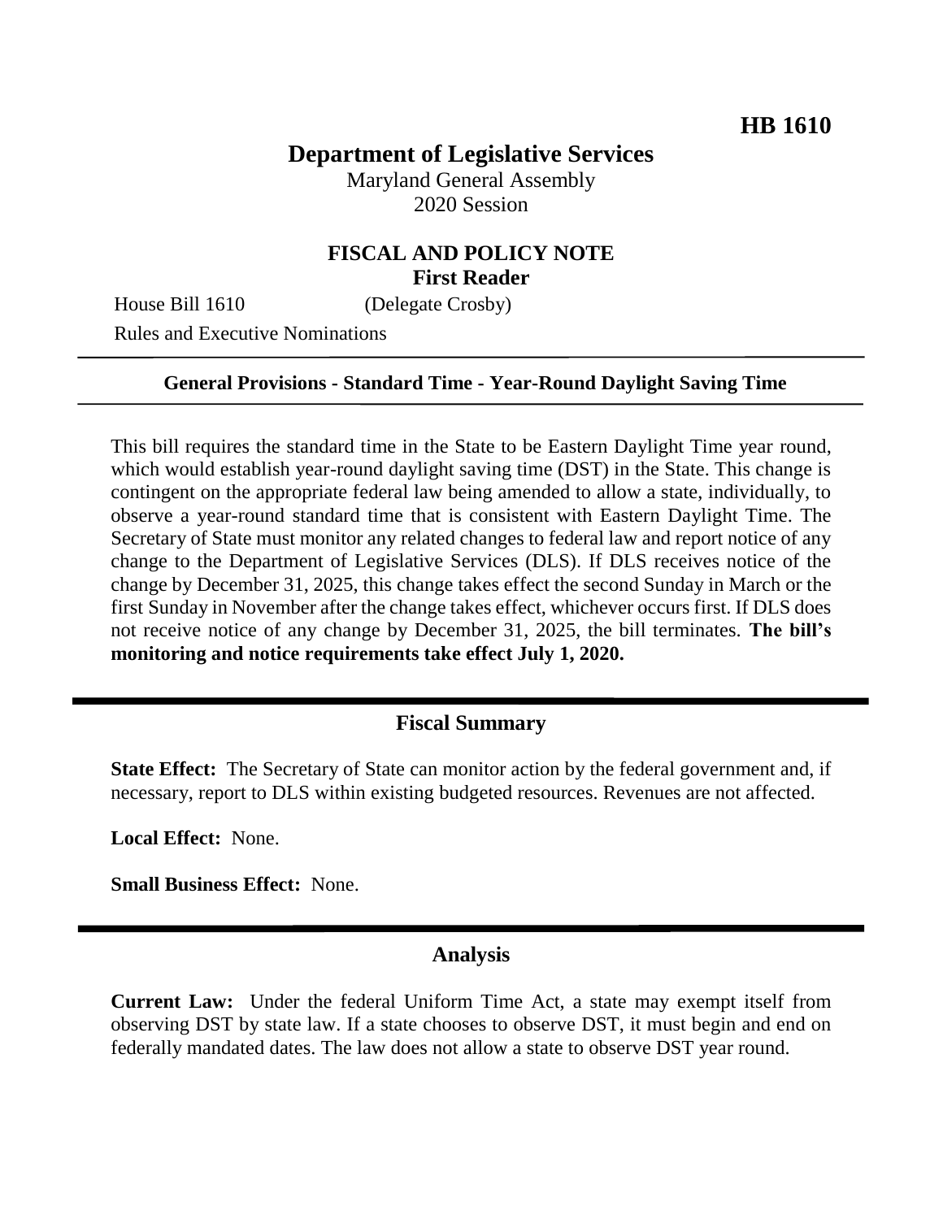**HB 1610**

# Department of Legislative Services

Maryland General Assembly
2020 Session

## FISCAL AND POLICY NOTE
**First Reader**

House Bill 1610 (Delegate Crosby)
Rules and Executive Nominations

---

**General Provisions - Standard Time - Year-Round Daylight Saving Time**

---

This bill requires the standard time in the State to be Eastern Daylight Time year round, which would establish year-round daylight saving time (DST) in the State. This change is contingent on the appropriate federal law being amended to allow a state, individually, to observe a year-round standard time that is consistent with Eastern Daylight Time. The Secretary of State must monitor any related changes to federal law and report notice of any change to the Department of Legislative Services (DLS). If DLS receives notice of the change by December 31, 2025, this change takes effect the second Sunday in March or the first Sunday in November after the change takes effect, whichever occurs first. If DLS does not receive notice of any change by December 31, 2025, the bill terminates. **The bill's monitoring and notice requirements take effect July 1, 2020.**

---

## Fiscal Summary

**State Effect:** The Secretary of State can monitor action by the federal government and, if necessary, report to DLS within existing budgeted resources. Revenues are not affected.

**Local Effect:** None.

**Small Business Effect:** None.

---

## Analysis

**Current Law:** Under the federal Uniform Time Act, a state may exempt itself from observing DST by state law. If a state chooses to observe DST, it must begin and end on federally mandated dates. The law does not allow a state to observe DST year round.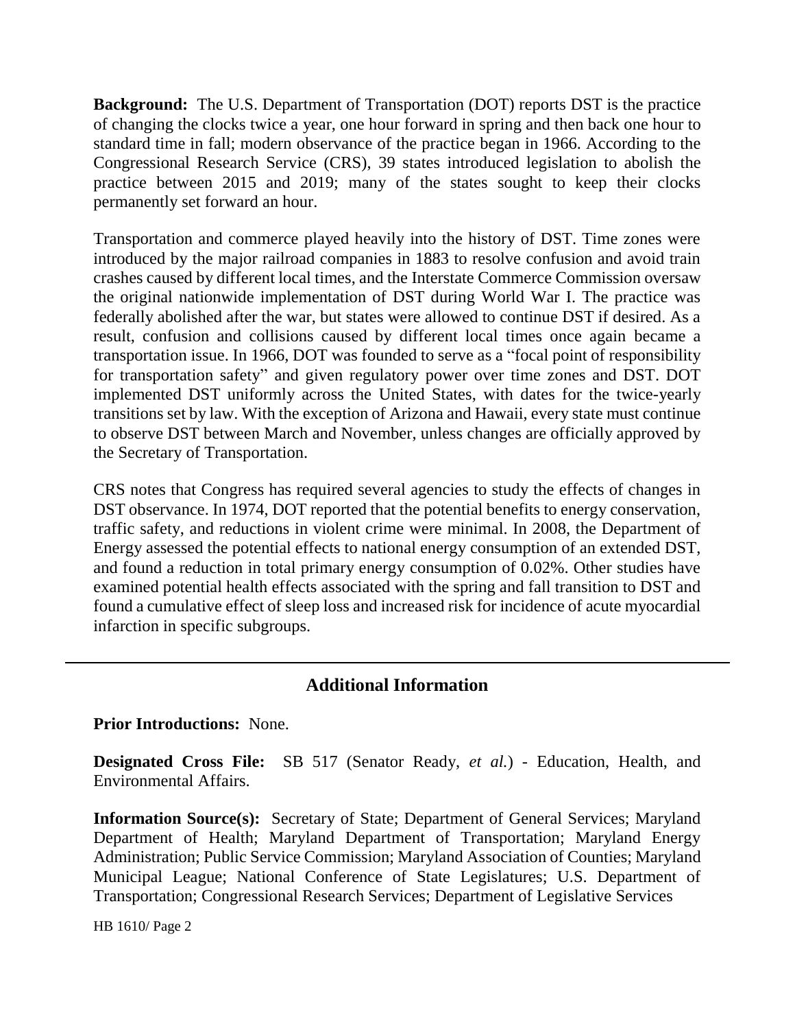**Background:** The U.S. Department of Transportation (DOT) reports DST is the practice of changing the clocks twice a year, one hour forward in spring and then back one hour to standard time in fall; modern observance of the practice began in 1966. According to the Congressional Research Service (CRS), 39 states introduced legislation to abolish the practice between 2015 and 2019; many of the states sought to keep their clocks permanently set forward an hour.

Transportation and commerce played heavily into the history of DST. Time zones were introduced by the major railroad companies in 1883 to resolve confusion and avoid train crashes caused by different local times, and the Interstate Commerce Commission oversaw the original nationwide implementation of DST during World War I. The practice was federally abolished after the war, but states were allowed to continue DST if desired. As a result, confusion and collisions caused by different local times once again became a transportation issue. In 1966, DOT was founded to serve as a "focal point of responsibility for transportation safety" and given regulatory power over time zones and DST. DOT implemented DST uniformly across the United States, with dates for the twice-yearly transitions set by law. With the exception of Arizona and Hawaii, every state must continue to observe DST between March and November, unless changes are officially approved by the Secretary of Transportation.

CRS notes that Congress has required several agencies to study the effects of changes in DST observance. In 1974, DOT reported that the potential benefits to energy conservation, traffic safety, and reductions in violent crime were minimal. In 2008, the Department of Energy assessed the potential effects to national energy consumption of an extended DST, and found a reduction in total primary energy consumption of 0.02%. Other studies have examined potential health effects associated with the spring and fall transition to DST and found a cumulative effect of sleep loss and increased risk for incidence of acute myocardial infarction in specific subgroups.

---

## Additional Information

**Prior Introductions:** None.

**Designated Cross File:** SB 517 (Senator Ready, *et al.*) - Education, Health, and Environmental Affairs.

**Information Source(s):** Secretary of State; Department of General Services; Maryland Department of Health; Maryland Department of Transportation; Maryland Energy Administration; Public Service Commission; Maryland Association of Counties; Maryland Municipal League; National Conference of State Legislatures; U.S. Department of Transportation; Congressional Research Services; Department of Legislative Services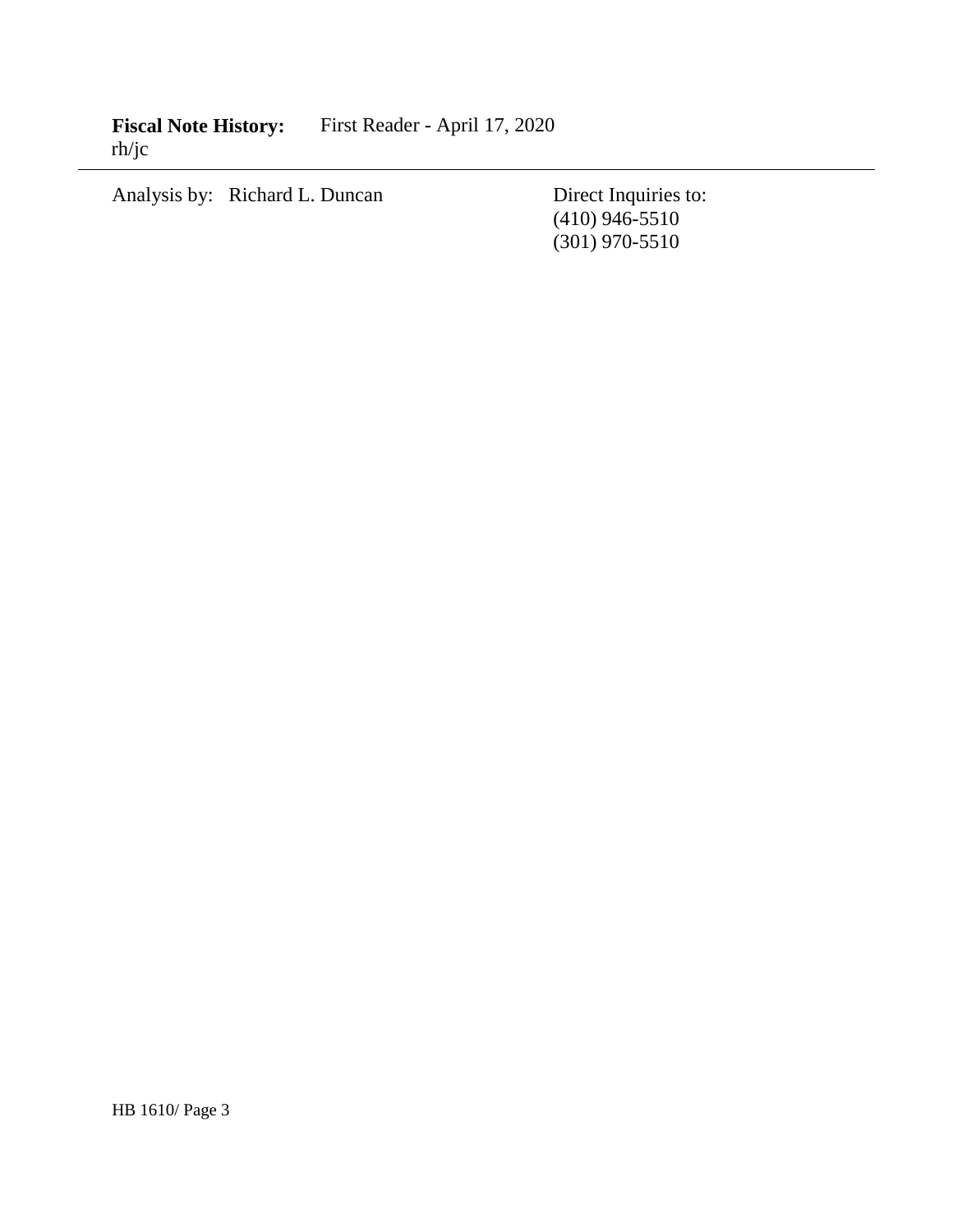**Fiscal Note History:** First Reader - April 17, 2020
rh/jc

---

Analysis by: Richard L. Duncan

Direct Inquiries to:
(410) 946-5510
(301) 970-5510